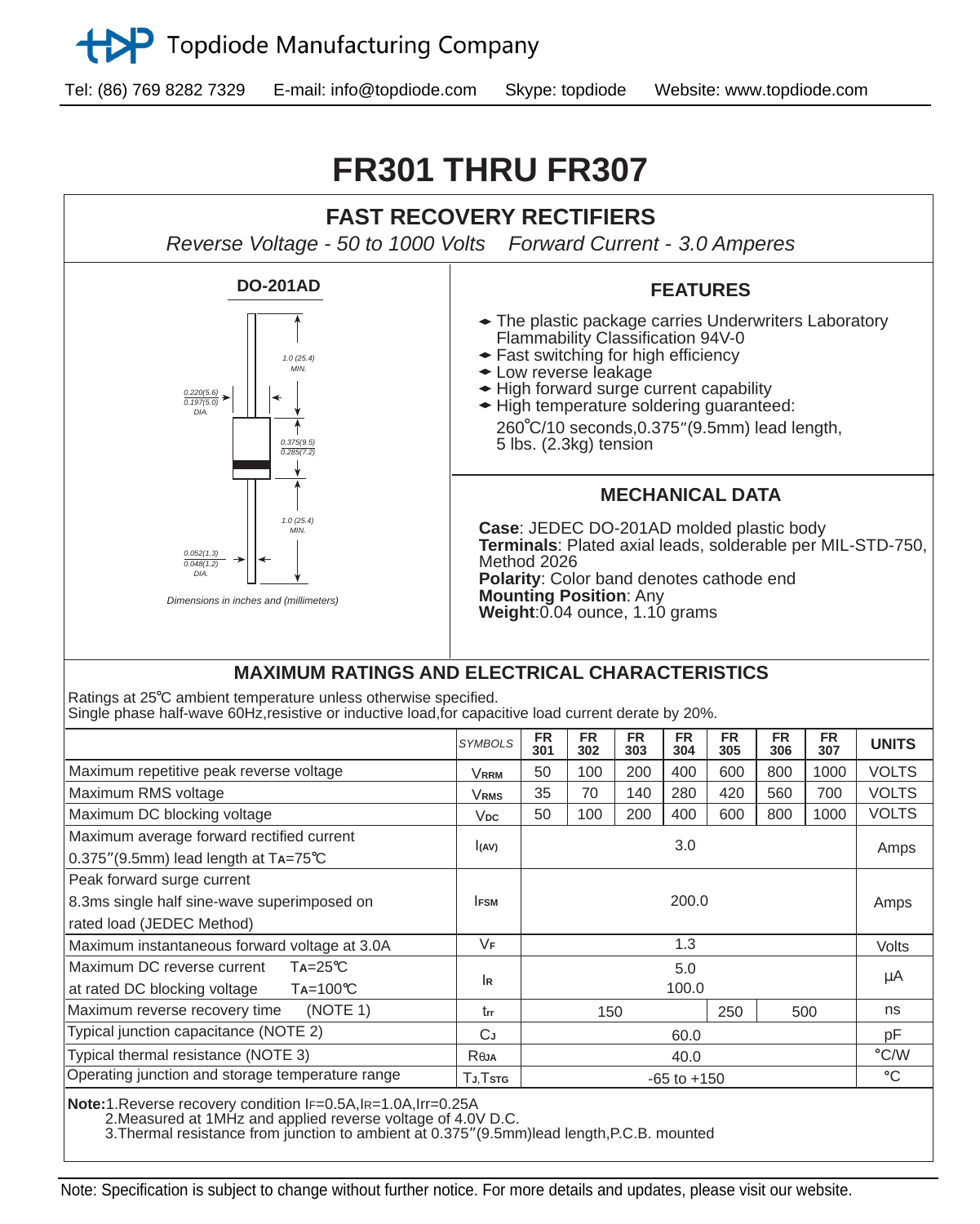Topdiode Manufacturing Company

Tel: (86) 769 8282 7329   E-mail: info@topdiode.com   Skype: topdiode   Website: www.topdiode.com

# FR301 THRU FR307

## FAST RECOVERY RECTIFIERS

*Reverse Voltage - 50 to 1000 Volts   Forward Current - 3.0 Amperes*

**DO-201AD**

1.0 (25.4) MIN.

0.220(5.6) / 0.197(5.0) DIA.

0.375(9.5) / 0.285(7.2)

1.0 (25.4) MIN.

0.052(1.3) / 0.048(1.2) DIA.

*Dimensions in inches and (millimeters)*

### FEATURES

- The plastic package carries Underwriters Laboratory Flammability Classification 94V-0
- Fast switching for high efficiency
- Low reverse leakage
- High forward surge current capability
- High temperature soldering guaranteed: 260℃/10 seconds,0.375″(9.5mm) lead length, 5 lbs. (2.3kg) tension

### MECHANICAL DATA

**Case**: JEDEC DO-201AD molded plastic body
**Terminals**: Plated axial leads, solderable per MIL-STD-750, Method 2026
**Polarity**: Color band denotes cathode end
**Mounting Position**: Any
**Weight**:0.04 ounce, 1.10 grams

## MAXIMUM RATINGS AND ELECTRICAL CHARACTERISTICS

Ratings at 25℃ ambient temperature unless otherwise specified.
Single phase half-wave 60Hz,resistive or inductive load,for capacitive load current derate by 20%.

| | *SYMBOLS* | FR 301 | FR 302 | FR 303 | FR 304 | FR 305 | FR 306 | FR 307 | UNITS |
|---|---|---|---|---|---|---|---|---|---|
| Maximum repetitive peak reverse voltage | $V_{RRM}$ | 50 | 100 | 200 | 400 | 600 | 800 | 1000 | VOLTS |
| Maximum RMS voltage | $V_{RMS}$ | 35 | 70 | 140 | 280 | 420 | 560 | 700 | VOLTS |
| Maximum DC blocking voltage | $V_{DC}$ | 50 | 100 | 200 | 400 | 600 | 800 | 1000 | VOLTS |
| Maximum average forward rectified current 0.375″(9.5mm) lead length at $T_A$=75℃ | $I_{(AV)}$ | 3.0 | | | | | | | Amps |
| Peak forward surge current 8.3ms single half sine-wave superimposed on rated load (JEDEC Method) | $I_{FSM}$ | 200.0 | | | | | | | Amps |
| Maximum instantaneous forward voltage at 3.0A | $V_F$ | 1.3 | | | | | | | Volts |
| Maximum DC reverse current $T_A$=25℃ at rated DC blocking voltage $T_A$=100℃ | $I_R$ | 5.0 / 100.0 | | | | | | | μA |
| Maximum reverse recovery time (NOTE 1) | $t_{rr}$ | 150 | | | | 250 | 500 | | ns |
| Typical junction capacitance (NOTE 2) | $C_J$ | 60.0 | | | | | | | pF |
| Typical thermal resistance (NOTE 3) | $R_{\theta JA}$ | 40.0 | | | | | | | ℃/W |
| Operating junction and storage temperature range | $T_J,T_{STG}$ | -65 to +150 | | | | | | | ℃ |

**Note:**1.Reverse recovery condition $I_F$=0.5A,$I_R$=1.0A,Irr=0.25A
2.Measured at 1MHz and applied reverse voltage of 4.0V D.C.
3.Thermal resistance from junction to ambient at 0.375″(9.5mm)lead length,P.C.B. mounted

Note: Specification is subject to change without further notice. For more details and updates, please visit our website.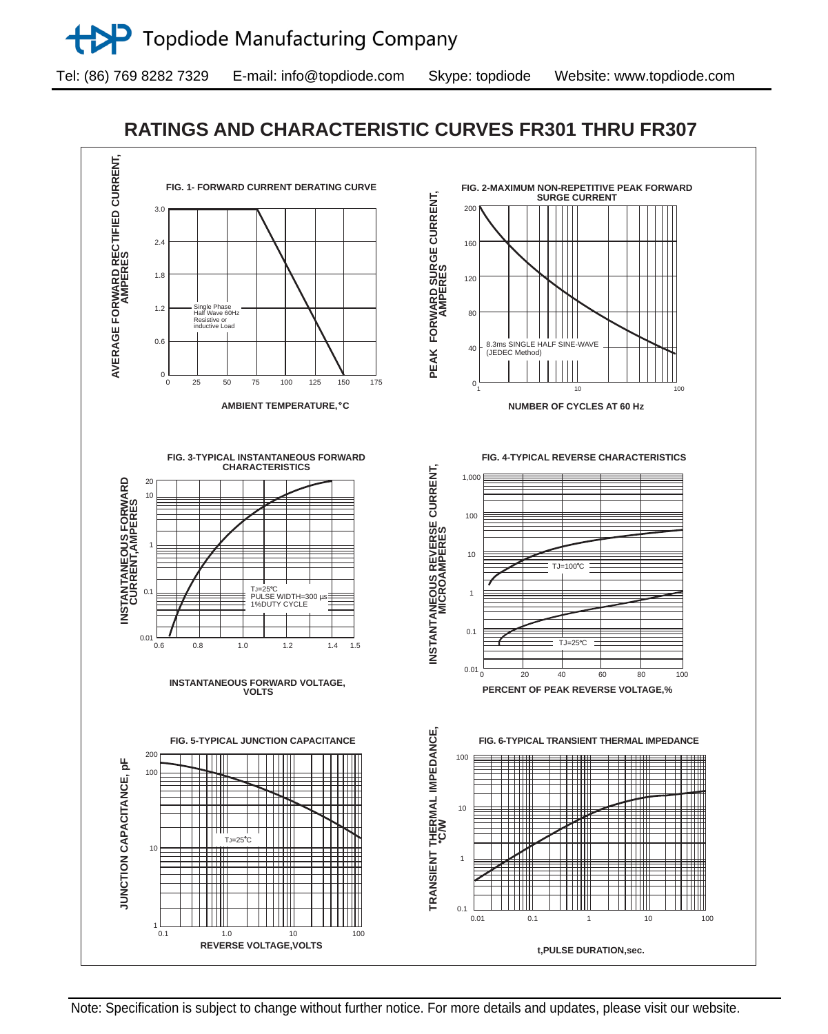Topdiode Manufacturing Company

Tel: (86) 769 8282 7329　E-mail: info@topdiode.com　Skype: topdiode　Website: www.topdiode.com

# RATINGS AND CHARACTERISTIC CURVES FR301 THRU FR307

**FIG. 1- FORWARD CURRENT DERATING CURVE**

AVERAGE FORWARD RECTIFIED CURRENT, AMPERES

3.0
2.4
1.8
1.2
0.6
0

0 25 50 75 100 125 150 175

Single Phase
Half Wave 60Hz
Resistive or
inductive Load

AMBIENT TEMPERATURE,°C

**FIG. 2-MAXIMUM NON-REPETITIVE PEAK FORWARD SURGE CURRENT**

PEAK FORWARD SURGE CURRENT, AMPERES

200
160
120
80
40
0

1 10 100

8.3ms SINGLE HALF SINE-WAVE
(JEDEC Method)

NUMBER OF CYCLES AT 60 Hz

**FIG. 3-TYPICAL INSTANTANEOUS FORWARD CHARACTERISTICS**

INSTANTANEOUS FORWARD CURRENT,AMPERES

20
10
1
0.1
0.01

0.6 0.8 1.0 1.2 1.4 1.5

TJ=25°C
PULSE WIDTH=300 μs
1%DUTY CYCLE

INSTANTANEOUS FORWARD VOLTAGE, VOLTS

**FIG. 4-TYPICAL REVERSE CHARACTERISTICS**

INSTANTANEOUS REVERSE CURRENT, MICROAMPERES

1,000
100
10
1
0.1
0.01

0 20 40 60 80 100

TJ=100°C

TJ=25°C

PERCENT OF PEAK REVERSE VOLTAGE,%

**FIG. 5-TYPICAL JUNCTION CAPACITANCE**

JUNCTION CAPACITANCE, pF

200
100
10
1

0.1 1.0 10 100

TJ=25°C

REVERSE VOLTAGE,VOLTS

**FIG. 6-TYPICAL TRANSIENT THERMAL IMPEDANCE**

TRANSIENT THERMAL IMPEDANCE, °C/W

100
10
1
0.1

0.01 0.1 1 10 100

t,PULSE DURATION,sec.

Note: Specification is subject to change without further notice. For more details and updates, please visit our website.